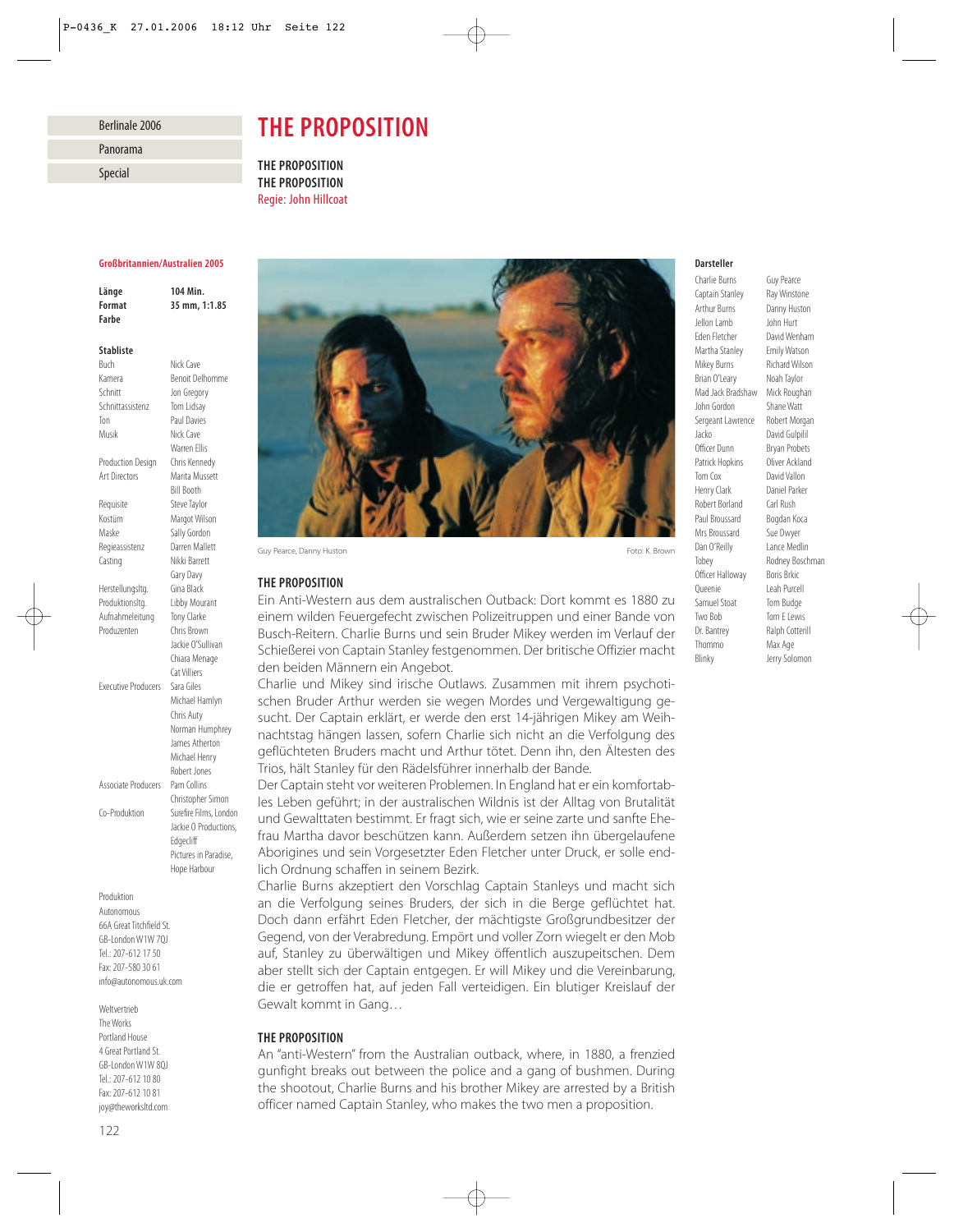Berlinale 2006

Panorama

Special

# THE PROPOSITION

**THE PROPOSITION**
**THE PROPOSITION**
Regie: John Hillcoat

**Großbritannien/Australien 2005**

| | |
|---|---|
| **Länge** | **104 Min.** |
| **Format** | **35 mm, 1:1.85** |
| **Farbe** | |

**Stabliste**

| | |
|---|---|
| Buch | Nick Cave |
| Kamera | Benoit Delhomme |
| Schnitt | Jon Gregory |
| Schnittassistenz | Tom Lidsay |
| Ton | Paul Davies |
| Musik | Nick Cave, Warren Ellis |
| Production Design | Chris Kennedy |
| Art Directors | Marita Mussett, Bill Booth |
| Requisite | Steve Taylor |
| Kostüm | Margot Wilson |
| Maske | Sally Gordon |
| Regieassistenz | Darren Mallett |
| Casting | Nikki Barrett, Gary Davy |
| Herstellungsltg. | Gina Black |
| Produktionsltg. | Libby Mourant |
| Aufnahmeleitung | Tony Clarke |
| Produzenten | Chris Brown, Jackie O'Sullivan, Chiara Menage, Cat Villiers |
| Executive Producers | Sara Giles, Michael Hamlyn, Chris Auty, Norman Humphrey, James Atherton, Michael Henry, Robert Jones |
| Associate Producers | Pam Collins, Christopher Simon |
| Co-Produktion | Surefire Films, London; Jackie O Productions, Edgecliff; Pictures in Paradise, Hope Harbour |

Produktion
Autonomous
66A Great Titchfield St.
GB-London W1W 7QJ
Tel.: 207-612 17 50
Fax: 207-580 30 61
info@autonomous.uk.com

Weltvertrieb
The Works
Portland House
4 Great Portland St.
GB-London W1W 8QJ
Tel.: 207-612 10 80
Fax: 207-612 10 81
joy@theworksltd.com

Guy Pearce, Danny Huston — Foto: K. Brown

**Darsteller**

| | |
|---|---|
| Charlie Burns | Guy Pearce |
| Captain Stanley | Ray Winstone |
| Arthur Burns | Danny Huston |
| Jellon Lamb | John Hurt |
| Eden Fletcher | David Wenham |
| Martha Stanley | Emily Watson |
| Mikey Burns | Richard Wilson |
| Brian O'Leary | Noah Taylor |
| Mad Jack Bradshaw | Mick Roughan |
| John Gordon | Shane Watt |
| Sergeant Lawrence | Robert Morgan |
| Jacko | David Gulpilil |
| Officer Dunn | Bryan Probets |
| Patrick Hopkins | Oliver Ackland |
| Tom Cox | David Vallon |
| Henry Clark | Daniel Parker |
| Robert Borland | Carl Rush |
| Paul Broussard | Bogdan Koca |
| Mrs Broussard | Sue Dwyer |
| Dan O'Reilly | Lance Medlin |
| Tobey | Rodney Boschman |
| Officer Halloway | Boris Brkic |
| Queenie | Leah Purcell |
| Samuel Stoat | Tom Budge |
| Two Bob | Tom E Lewis |
| Dr. Bantrey | Ralph Cotterill |
| Thommo | Max Age |
| Blinky | Jerry Solomon |

### THE PROPOSITION

Ein Anti-Western aus dem australischen Outback: Dort kommt es 1880 zu einem wilden Feuergefecht zwischen Polizeitruppen und einer Bande von Busch-Reitern. Charlie Burns und sein Bruder Mikey werden im Verlauf der Schießerei von Captain Stanley festgenommen. Der britische Offizier macht den beiden Männern ein Angebot.

Charlie und Mikey sind irische Outlaws. Zusammen mit ihrem psychotischen Bruder Arthur werden sie wegen Mordes und Vergewaltigung gesucht. Der Captain erklärt, er werde den erst 14-jährigen Mikey am Weihnachtstag hängen lassen, sofern Charlie sich nicht an die Verfolgung des geflüchteten Bruders macht und Arthur tötet. Denn ihn, den Ältesten des Trios, hält Stanley für den Rädelsführer innerhalb der Bande.

Der Captain steht vor weiteren Problemen. In England hat er ein komfortables Leben geführt; in der australischen Wildnis ist der Alltag von Brutalität und Gewalttaten bestimmt. Er fragt sich, wie er seine zarte und sanfte Ehefrau Martha davor beschützen kann. Außerdem setzen ihn übergelaufene Aborigines und sein Vorgesetzter Eden Fletcher unter Druck, er solle endlich Ordnung schaffen in seinem Bezirk.

Charlie Burns akzeptiert den Vorschlag Captain Stanleys und macht sich an die Verfolgung seines Bruders, der sich in die Berge geflüchtet hat. Doch dann erfährt Eden Fletcher, der mächtigste Großgrundbesitzer der Gegend, von der Verabredung. Empört und voller Zorn wiegelt er den Mob auf, Stanley zu überwältigen und Mikey öffentlich auszupeitschen. Dem aber stellt sich der Captain entgegen. Er will Mikey und die Vereinbarung, die er getroffen hat, auf jeden Fall verteidigen. Ein blutiger Kreislauf der Gewalt kommt in Gang…

### THE PROPOSITION

An "anti-Western" from the Australian outback, where, in 1880, a frenzied gunfight breaks out between the police and a gang of bushmen. During the shootout, Charlie Burns and his brother Mikey are arrested by a British officer named Captain Stanley, who makes the two men a proposition.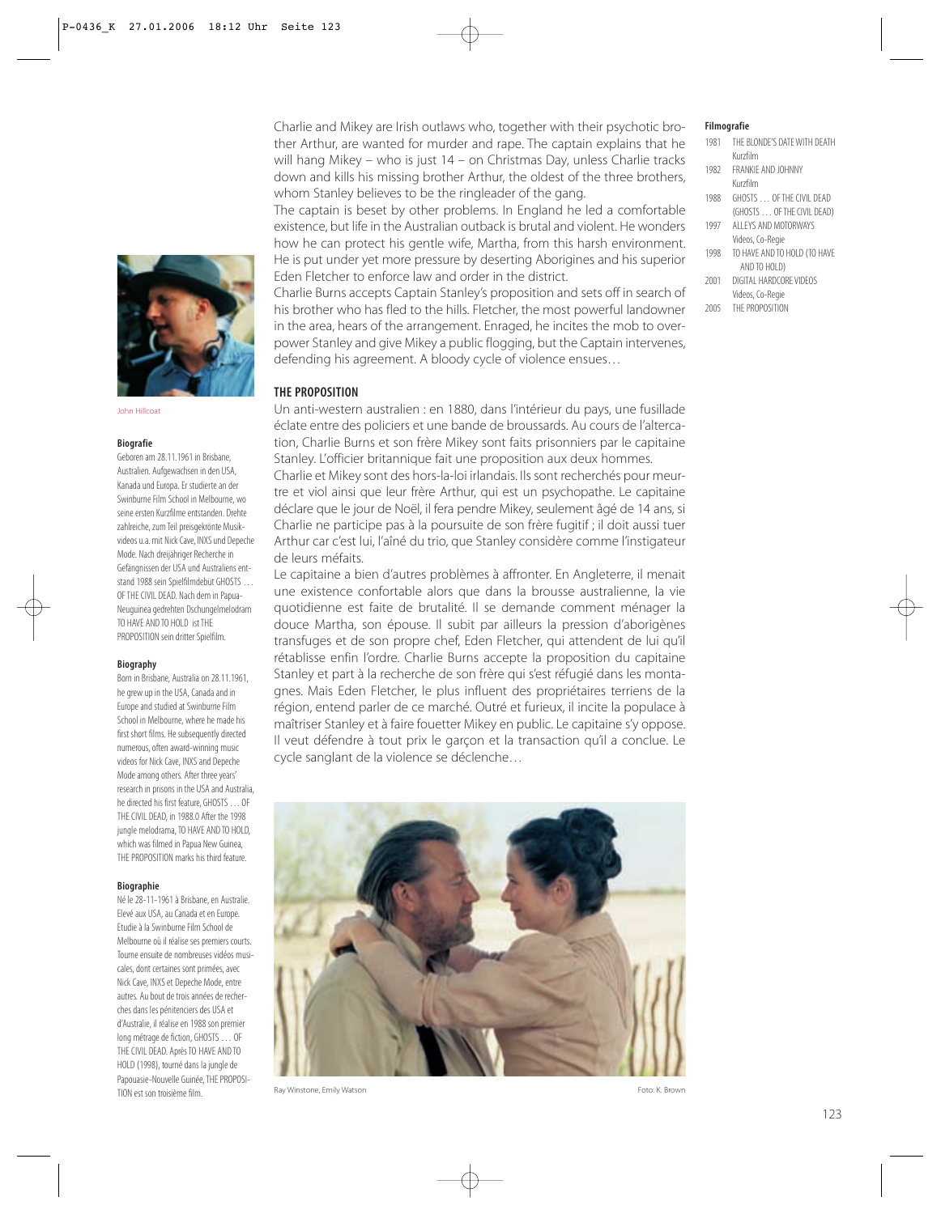Charlie and Mikey are Irish outlaws who, together with their psychotic brother Arthur, are wanted for murder and rape. The captain explains that he will hang Mikey – who is just 14 – on Christmas Day, unless Charlie tracks down and kills his missing brother Arthur, the oldest of the three brothers, whom Stanley believes to be the ringleader of the gang.

The captain is beset by other problems. In England he led a comfortable existence, but life in the Australian outback is brutal and violent. He wonders how he can protect his gentle wife, Martha, from this harsh environment. He is put under yet more pressure by deserting Aborigines and his superior Eden Fletcher to enforce law and order in the district.

Charlie Burns accepts Captain Stanley's proposition and sets off in search of his brother who has fled to the hills. Fletcher, the most powerful landowner in the area, hears of the arrangement. Enraged, he incites the mob to overpower Stanley and give Mikey a public flogging, but the Captain intervenes, defending his agreement. A bloody cycle of violence ensues…

### THE PROPOSITION

Un anti-western australien : en 1880, dans l'intérieur du pays, une fusillade éclate entre des policiers et une bande de broussards. Au cours de l'altercation, Charlie Burns et son frère Mikey sont faits prisonniers par le capitaine Stanley. L'officier britannique fait une proposition aux deux hommes.

Charlie et Mikey sont des hors-la-loi irlandais. Ils sont recherchés pour meurtre et viol ainsi que leur frère Arthur, qui est un psychopathe. Le capitaine déclare que le jour de Noël, il fera pendre Mikey, seulement âgé de 14 ans, si Charlie ne participe pas à la poursuite de son frère fugitif ; il doit aussi tuer Arthur car c'est lui, l'aîné du trio, que Stanley considère comme l'instigateur de leurs méfaits.

Le capitaine a bien d'autres problèmes à affronter. En Angleterre, il menait une existence confortable alors que dans la brousse australienne, la vie quotidienne est faite de brutalité. Il se demande comment ménager la douce Martha, son épouse. Il subit par ailleurs la pression d'aborigènes transfuges et de son propre chef, Eden Fletcher, qui attendent de lui qu'il rétablisse enfin l'ordre. Charlie Burns accepte la proposition du capitaine Stanley et part à la recherche de son frère qui s'est réfugié dans les montagnes. Mais Eden Fletcher, le plus influent des propriétaires terriens de la région, entend parler de ce marché. Outré et furieux, il incite la populace à maîtriser Stanley et à faire fouetter Mikey en public. Le capitaine s'y oppose. Il veut défendre à tout prix le garçon et la transaction qu'il a conclue. Le cycle sanglant de la violence se déclenche…

Ray Winstone, Emily Watson

Foto: K. Brown

John Hillcoat

#### Biografie

Geboren am 28.11.1961 in Brisbane, Australien. Aufgewachsen in den USA, Kanada und Europa. Er studierte an der Swinburne Film School in Melbourne, wo seine ersten Kurzfilme entstanden. Drehte zahlreiche, zum Teil preisgekrönte Musikvideos u.a. mit Nick Cave, INXS und Depeche Mode. Nach dreijähriger Recherche in Gefängnissen der USA und Australiens entstand 1988 sein Spielfilmdebüt GHOSTS … OF THE CIVIL DEAD. Nach dem in Papua-Neuguinea gedrehten Dschungelmelodram TO HAVE AND TO HOLD ist THE PROPOSITION sein dritter Spielfilm.

#### Biography

Born in Brisbane, Australia on 28.11.1961, he grew up in the USA, Canada and in Europe and studied at Swinburne Film School in Melbourne, where he made his first short films. He subsequently directed numerous, often award-winning music videos for Nick Cave, INXS and Depeche Mode among others. After three years' research in prisons in the USA and Australia, he directed his first feature, GHOSTS … OF THE CIVIL DEAD, in 1988.0 After the 1998 jungle melodrama, TO HAVE AND TO HOLD, which was filmed in Papua New Guinea, THE PROPOSITION marks his third feature.

#### Biographie

Né le 28-11-1961 à Brisbane, en Australie. Elevé aux USA, au Canada et en Europe. Etudie à la Swinburne Film School de Melbourne où il réalise ses premiers courts. Tourne ensuite de nombreuses vidéos musicales, dont certaines sont primées, avec Nick Cave, INXS et Depeche Mode, entre autres. Au bout de trois années de recherches dans les pénitenciers des USA et d'Australie, il réalise en 1988 son premier long métrage de fiction, GHOSTS … OF THE CIVIL DEAD. Après TO HAVE AND TO HOLD (1998), tourné dans la jungle de Papouasie-Nouvelle Guinée, THE PROPOSITION est son troisième film.

#### Filmografie

| | |
|---|---|
| 1981 | THE BLONDE'S DATE WITH DEATH Kurzfilm |
| 1982 | FRANKIE AND JOHNNY Kurzfilm |
| 1988 | GHOSTS … OF THE CIVIL DEAD (GHOSTS … OF THE CIVIL DEAD) |
| 1997 | ALLEYS AND MOTORWAYS Videos, Co-Regie |
| 1998 | TO HAVE AND TO HOLD (TO HAVE AND TO HOLD) |
| 2001 | DIGITAL HARDCORE VIDEOS Videos, Co-Regie |
| 2005 | THE PROPOSITION |